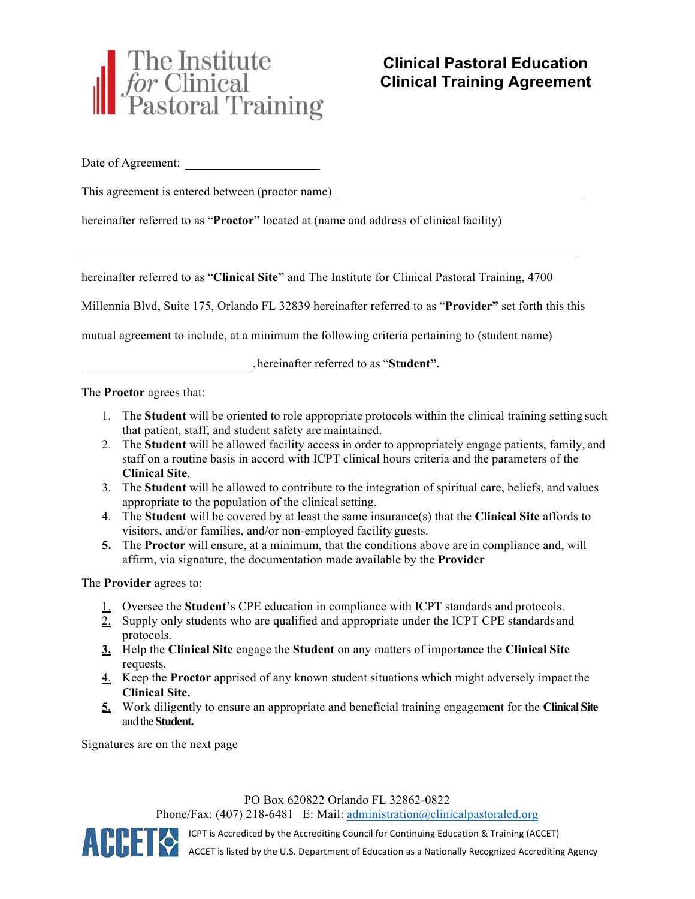The Institute *for* Clinical Pastoral Training

# Clinical Pastoral Education Clinical Training Agreement

Date of Agreement: ____________________

This agreement is entered between (proctor name) ____________________________________

hereinafter referred to as "**Proctor**" located at (name and address of clinical facility)

___________________________________________________________________________

hereinafter referred to as "**Clinical Site"** and The Institute for Clinical Pastoral Training, 4700 Millennia Blvd, Suite 175, Orlando FL 32839 hereinafter referred to as "**Provider"** set forth this this mutual agreement to include, at a minimum the following criteria pertaining to (student name)

_________________________, hereinafter referred to as "**Student".**

The **Proctor** agrees that:

1. The **Student** will be oriented to role appropriate protocols within the clinical training setting such that patient, staff, and student safety are maintained.
2. The **Student** will be allowed facility access in order to appropriately engage patients, family, and staff on a routine basis in accord with ICPT clinical hours criteria and the parameters of the **Clinical Site**.
3. The **Student** will be allowed to contribute to the integration of spiritual care, beliefs, and values appropriate to the population of the clinical setting.
4. The **Student** will be covered by at least the same insurance(s) that the **Clinical Site** affords to visitors, and/or families, and/or non-employed facility guests.
5. The **Proctor** will ensure, at a minimum, that the conditions above are in compliance and, will affirm, via signature, the documentation made available by the **Provider**

The **Provider** agrees to:

1. Oversee the **Student**'s CPE education in compliance with ICPT standards and protocols.
2. Supply only students who are qualified and appropriate under the ICPT CPE standards and protocols.
3. Help the **Clinical Site** engage the **Student** on any matters of importance the **Clinical Site** requests.
4. Keep the **Proctor** apprised of any known student situations which might adversely impact the **Clinical Site.**
5. Work diligently to ensure an appropriate and beneficial training engagement for the **Clinical Site** and the **Student.**

Signatures are on the next page

PO Box 620822 Orlando FL 32862-0822
Phone/Fax: (407) 218-6481 | E: Mail: administration@clinicalpastoraled.org

ICPT is Accredited by the Accrediting Council for Continuing Education & Training (ACCET)
ACCET is listed by the U.S. Department of Education as a Nationally Recognized Accrediting Agency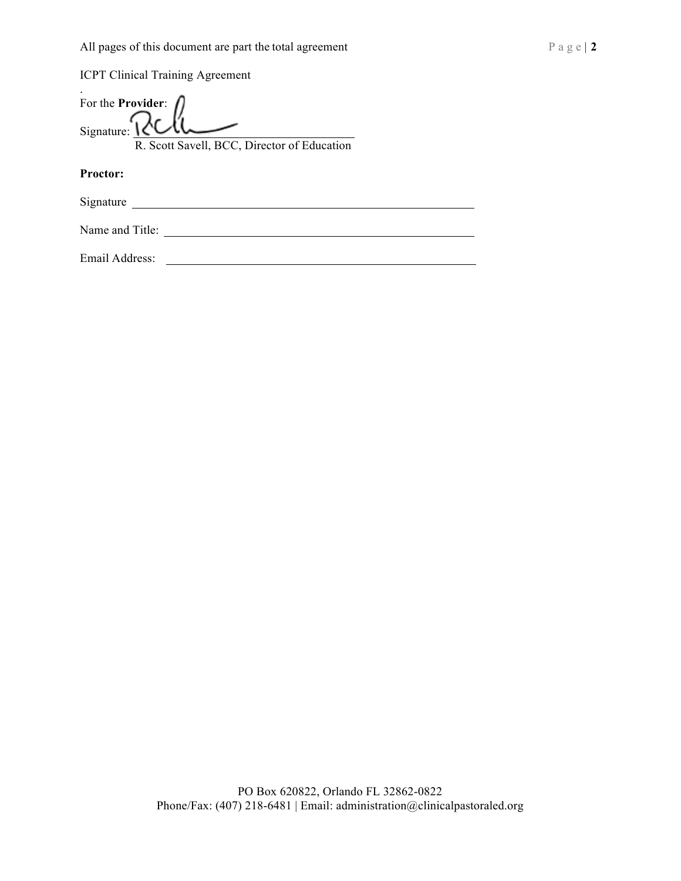ICPT Clinical Training Agreement

.

For the **Provider**:

Signature: ______________________________

R. Scott Savell, BCC, Director of Education

**Proctor:**

Signature ______________________________

Name and Title: ______________________________

Email Address: ______________________________

PO Box 620822, Orlando FL 32862-0822

Phone/Fax: (407) 218-6481 | Email: administration@clinicalpastoraled.org